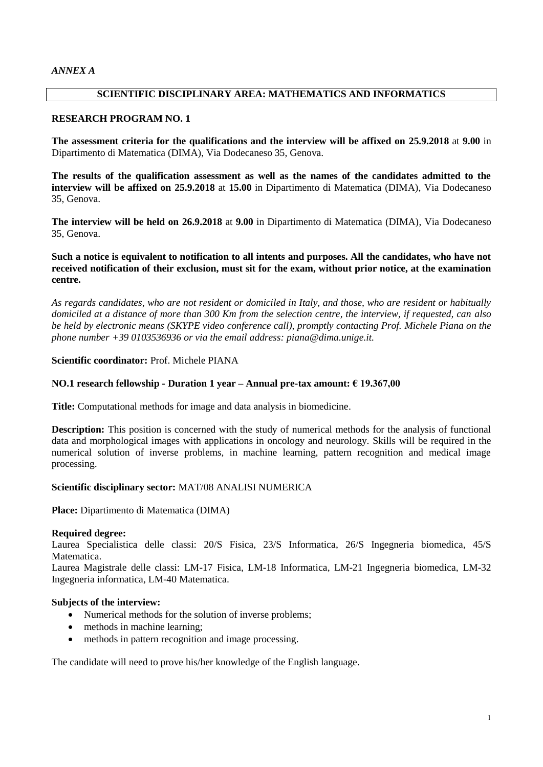*ANNEX A*

## SCIENTIFIC DISCIPLINARY AREA: MATHEMATICS AND INFORMATICS

### RESEARCH PROGRAM NO. 1

**The assessment criteria for the qualifications and the interview will be affixed on 25.9.2018** at **9.00** in Dipartimento di Matematica (DIMA), Via Dodecaneso 35, Genova.

**The results of the qualification assessment as well as the names of the candidates admitted to the interview will be affixed on 25.9.2018** at **15.00** in Dipartimento di Matematica (DIMA), Via Dodecaneso 35, Genova.

**The interview will be held on 26.9.2018** at **9.00** in Dipartimento di Matematica (DIMA), Via Dodecaneso 35, Genova.

**Such a notice is equivalent to notification to all intents and purposes. All the candidates, who have not received notification of their exclusion, must sit for the exam, without prior notice, at the examination centre.**

*As regards candidates, who are not resident or domiciled in Italy, and those, who are resident or habitually domiciled at a distance of more than 300 Km from the selection centre, the interview, if requested, can also be held by electronic means (SKYPE video conference call), promptly contacting Prof. Michele Piana on the phone number +39 0103536936 or via the email address: piana@dima.unige.it.*

**Scientific coordinator:** Prof. Michele PIANA

**NO.1 research fellowship - Duration 1 year – Annual pre-tax amount: € 19.367,00**

**Title:** Computational methods for image and data analysis in biomedicine.

**Description:** This position is concerned with the study of numerical methods for the analysis of functional data and morphological images with applications in oncology and neurology. Skills will be required in the numerical solution of inverse problems, in machine learning, pattern recognition and medical image processing.

**Scientific disciplinary sector:** MAT/08 ANALISI NUMERICA

**Place:** Dipartimento di Matematica (DIMA)

**Required degree:**
Laurea Specialistica delle classi: 20/S Fisica, 23/S Informatica, 26/S Ingegneria biomedica, 45/S Matematica.
Laurea Magistrale delle classi: LM-17 Fisica, LM-18 Informatica, LM-21 Ingegneria biomedica, LM-32 Ingegneria informatica, LM-40 Matematica.

**Subjects of the interview:**

- Numerical methods for the solution of inverse problems;
- methods in machine learning;
- methods in pattern recognition and image processing.

The candidate will need to prove his/her knowledge of the English language.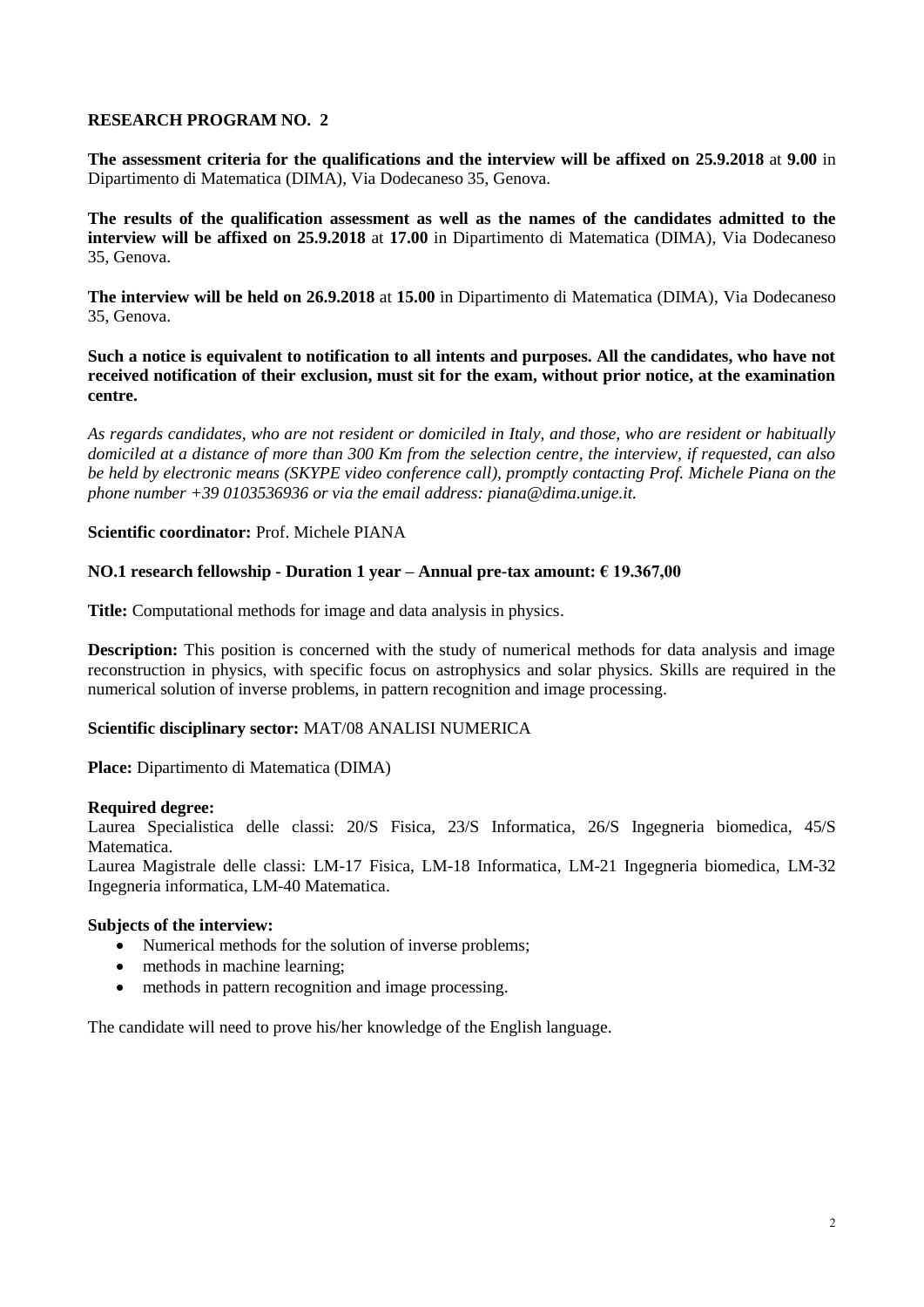## RESEARCH PROGRAM NO. 2

**The assessment criteria for the qualifications and the interview will be affixed on 25.9.2018** at **9.00** in Dipartimento di Matematica (DIMA), Via Dodecaneso 35, Genova.

**The results of the qualification assessment as well as the names of the candidates admitted to the interview will be affixed on 25.9.2018** at **17.00** in Dipartimento di Matematica (DIMA), Via Dodecaneso 35, Genova.

**The interview will be held on 26.9.2018** at **15.00** in Dipartimento di Matematica (DIMA), Via Dodecaneso 35, Genova.

**Such a notice is equivalent to notification to all intents and purposes. All the candidates, who have not received notification of their exclusion, must sit for the exam, without prior notice, at the examination centre.**

*As regards candidates, who are not resident or domiciled in Italy, and those, who are resident or habitually domiciled at a distance of more than 300 Km from the selection centre, the interview, if requested, can also be held by electronic means (SKYPE video conference call), promptly contacting Prof. Michele Piana on the phone number +39 0103536936 or via the email address: piana@dima.unige.it.*

**Scientific coordinator:** Prof. Michele PIANA

**NO.1 research fellowship - Duration 1 year – Annual pre-tax amount: € 19.367,00**

**Title:** Computational methods for image and data analysis in physics.

**Description:** This position is concerned with the study of numerical methods for data analysis and image reconstruction in physics, with specific focus on astrophysics and solar physics. Skills are required in the numerical solution of inverse problems, in pattern recognition and image processing.

**Scientific disciplinary sector:** MAT/08 ANALISI NUMERICA

**Place:** Dipartimento di Matematica (DIMA)

**Required degree:**
Laurea Specialistica delle classi: 20/S Fisica, 23/S Informatica, 26/S Ingegneria biomedica, 45/S Matematica.
Laurea Magistrale delle classi: LM-17 Fisica, LM-18 Informatica, LM-21 Ingegneria biomedica, LM-32 Ingegneria informatica, LM-40 Matematica.

**Subjects of the interview:**

- Numerical methods for the solution of inverse problems;
- methods in machine learning;
- methods in pattern recognition and image processing.

The candidate will need to prove his/her knowledge of the English language.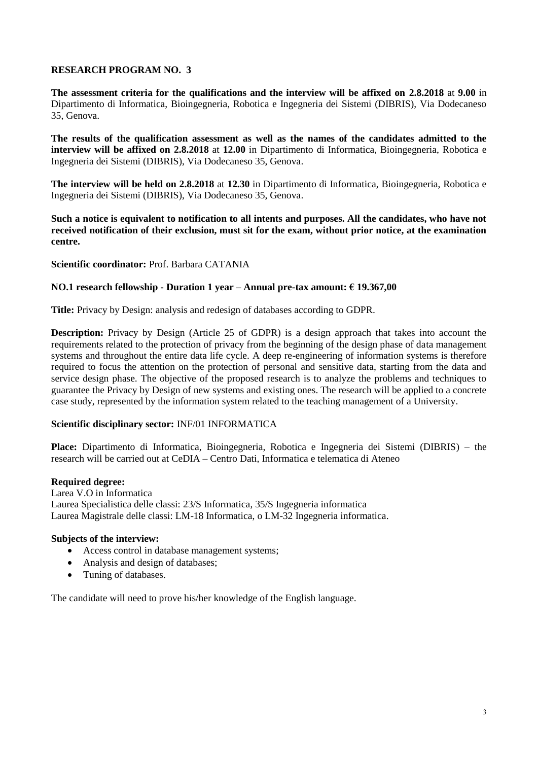**RESEARCH PROGRAM NO. 3**

**The assessment criteria for the qualifications and the interview will be affixed on 2.8.2018** at **9.00** in Dipartimento di Informatica, Bioingegneria, Robotica e Ingegneria dei Sistemi (DIBRIS), Via Dodecaneso 35, Genova.

**The results of the qualification assessment as well as the names of the candidates admitted to the interview will be affixed on 2.8.2018** at **12.00** in Dipartimento di Informatica, Bioingegneria, Robotica e Ingegneria dei Sistemi (DIBRIS), Via Dodecaneso 35, Genova.

**The interview will be held on 2.8.2018** at **12.30** in Dipartimento di Informatica, Bioingegneria, Robotica e Ingegneria dei Sistemi (DIBRIS), Via Dodecaneso 35, Genova.

**Such a notice is equivalent to notification to all intents and purposes. All the candidates, who have not received notification of their exclusion, must sit for the exam, without prior notice, at the examination centre.**

**Scientific coordinator:** Prof. Barbara CATANIA

**NO.1 research fellowship - Duration 1 year – Annual pre-tax amount: € 19.367,00**

**Title:** Privacy by Design: analysis and redesign of databases according to GDPR.

**Description:** Privacy by Design (Article 25 of GDPR) is a design approach that takes into account the requirements related to the protection of privacy from the beginning of the design phase of data management systems and throughout the entire data life cycle. A deep re-engineering of information systems is therefore required to focus the attention on the protection of personal and sensitive data, starting from the data and service design phase. The objective of the proposed research is to analyze the problems and techniques to guarantee the Privacy by Design of new systems and existing ones. The research will be applied to a concrete case study, represented by the information system related to the teaching management of a University.

**Scientific disciplinary sector:** INF/01 INFORMATICA

**Place:** Dipartimento di Informatica, Bioingegneria, Robotica e Ingegneria dei Sistemi (DIBRIS) – the research will be carried out at CeDIA – Centro Dati, Informatica e telematica di Ateneo

**Required degree:**
Larea V.O in Informatica
Laurea Specialistica delle classi: 23/S Informatica, 35/S Ingegneria informatica
Laurea Magistrale delle classi: LM-18 Informatica, o LM-32 Ingegneria informatica.

**Subjects of the interview:**

- Access control in database management systems;
- Analysis and design of databases;
- Tuning of databases.

The candidate will need to prove his/her knowledge of the English language.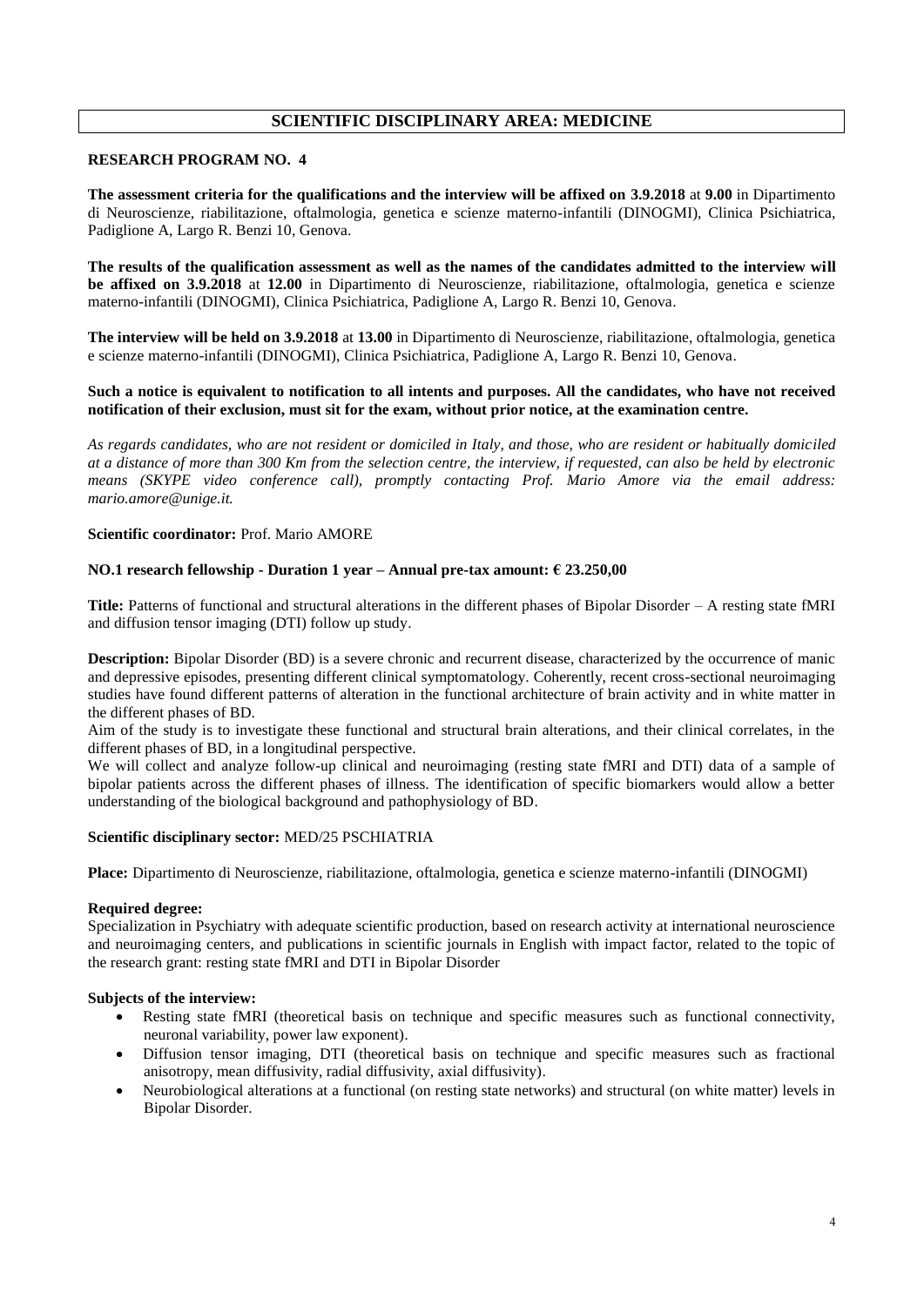## SCIENTIFIC DISCIPLINARY AREA: MEDICINE

**RESEARCH PROGRAM NO. 4**

**The assessment criteria for the qualifications and the interview will be affixed on 3.9.2018** at **9.00** in Dipartimento di Neuroscienze, riabilitazione, oftalmologia, genetica e scienze materno-infantili (DINOGMI), Clinica Psichiatrica, Padiglione A, Largo R. Benzi 10, Genova.

**The results of the qualification assessment as well as the names of the candidates admitted to the interview will be affixed on 3.9.2018** at **12.00** in Dipartimento di Neuroscienze, riabilitazione, oftalmologia, genetica e scienze materno-infantili (DINOGMI), Clinica Psichiatrica, Padiglione A, Largo R. Benzi 10, Genova.

**The interview will be held on 3.9.2018** at **13.00** in Dipartimento di Neuroscienze, riabilitazione, oftalmologia, genetica e scienze materno-infantili (DINOGMI), Clinica Psichiatrica, Padiglione A, Largo R. Benzi 10, Genova.

**Such a notice is equivalent to notification to all intents and purposes. All the candidates, who have not received notification of their exclusion, must sit for the exam, without prior notice, at the examination centre.**

*As regards candidates, who are not resident or domiciled in Italy, and those, who are resident or habitually domiciled at a distance of more than 300 Km from the selection centre, the interview, if requested, can also be held by electronic means (SKYPE video conference call), promptly contacting Prof. Mario Amore via the email address: mario.amore@unige.it.*

**Scientific coordinator:** Prof. Mario AMORE

**NO.1 research fellowship - Duration 1 year – Annual pre-tax amount: € 23.250,00**

**Title:** Patterns of functional and structural alterations in the different phases of Bipolar Disorder – A resting state fMRI and diffusion tensor imaging (DTI) follow up study.

**Description:** Bipolar Disorder (BD) is a severe chronic and recurrent disease, characterized by the occurrence of manic and depressive episodes, presenting different clinical symptomatology. Coherently, recent cross-sectional neuroimaging studies have found different patterns of alteration in the functional architecture of brain activity and in white matter in the different phases of BD.
Aim of the study is to investigate these functional and structural brain alterations, and their clinical correlates, in the different phases of BD, in a longitudinal perspective.
We will collect and analyze follow-up clinical and neuroimaging (resting state fMRI and DTI) data of a sample of bipolar patients across the different phases of illness. The identification of specific biomarkers would allow a better understanding of the biological background and pathophysiology of BD.

**Scientific disciplinary sector:** MED/25 PSCHIATRIA

**Place:** Dipartimento di Neuroscienze, riabilitazione, oftalmologia, genetica e scienze materno-infantili (DINOGMI)

**Required degree:**
Specialization in Psychiatry with adequate scientific production, based on research activity at international neuroscience and neuroimaging centers, and publications in scientific journals in English with impact factor, related to the topic of the research grant: resting state fMRI and DTI in Bipolar Disorder

**Subjects of the interview:**

- Resting state fMRI (theoretical basis on technique and specific measures such as functional connectivity, neuronal variability, power law exponent).
- Diffusion tensor imaging, DTI (theoretical basis on technique and specific measures such as fractional anisotropy, mean diffusivity, radial diffusivity, axial diffusivity).
- Neurobiological alterations at a functional (on resting state networks) and structural (on white matter) levels in Bipolar Disorder.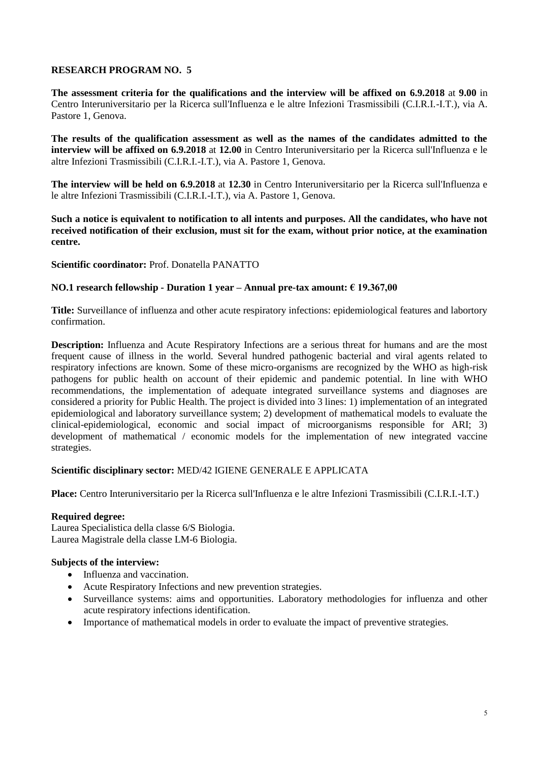## RESEARCH PROGRAM NO. 5

**The assessment criteria for the qualifications and the interview will be affixed on 6.9.2018** at **9.00** in Centro Interuniversitario per la Ricerca sull'Influenza e le altre Infezioni Trasmissibili (C.I.R.I.-I.T.), via A. Pastore 1, Genova.

**The results of the qualification assessment as well as the names of the candidates admitted to the interview will be affixed on 6.9.2018** at **12.00** in Centro Interuniversitario per la Ricerca sull'Influenza e le altre Infezioni Trasmissibili (C.I.R.I.-I.T.), via A. Pastore 1, Genova.

**The interview will be held on 6.9.2018** at **12.30** in Centro Interuniversitario per la Ricerca sull'Influenza e le altre Infezioni Trasmissibili (C.I.R.I.-I.T.), via A. Pastore 1, Genova.

**Such a notice is equivalent to notification to all intents and purposes. All the candidates, who have not received notification of their exclusion, must sit for the exam, without prior notice, at the examination centre.**

**Scientific coordinator:** Prof. Donatella PANATTO

**NO.1 research fellowship - Duration 1 year – Annual pre-tax amount: € 19.367,00**

**Title:** Surveillance of influenza and other acute respiratory infections: epidemiological features and labortory confirmation.

**Description:** Influenza and Acute Respiratory Infections are a serious threat for humans and are the most frequent cause of illness in the world. Several hundred pathogenic bacterial and viral agents related to respiratory infections are known. Some of these micro-organisms are recognized by the WHO as high-risk pathogens for public health on account of their epidemic and pandemic potential. In line with WHO recommendations, the implementation of adequate integrated surveillance systems and diagnoses are considered a priority for Public Health. The project is divided into 3 lines: 1) implementation of an integrated epidemiological and laboratory surveillance system; 2) development of mathematical models to evaluate the clinical-epidemiological, economic and social impact of microorganisms responsible for ARI; 3) development of mathematical / economic models for the implementation of new integrated vaccine strategies.

**Scientific disciplinary sector:** MED/42 IGIENE GENERALE E APPLICATA

**Place:** Centro Interuniversitario per la Ricerca sull'Influenza e le altre Infezioni Trasmissibili (C.I.R.I.-I.T.)

**Required degree:**
Laurea Specialistica della classe 6/S Biologia.
Laurea Magistrale della classe LM-6 Biologia.

**Subjects of the interview:**

- Influenza and vaccination.
- Acute Respiratory Infections and new prevention strategies.
- Surveillance systems: aims and opportunities. Laboratory methodologies for influenza and other acute respiratory infections identification.
- Importance of mathematical models in order to evaluate the impact of preventive strategies.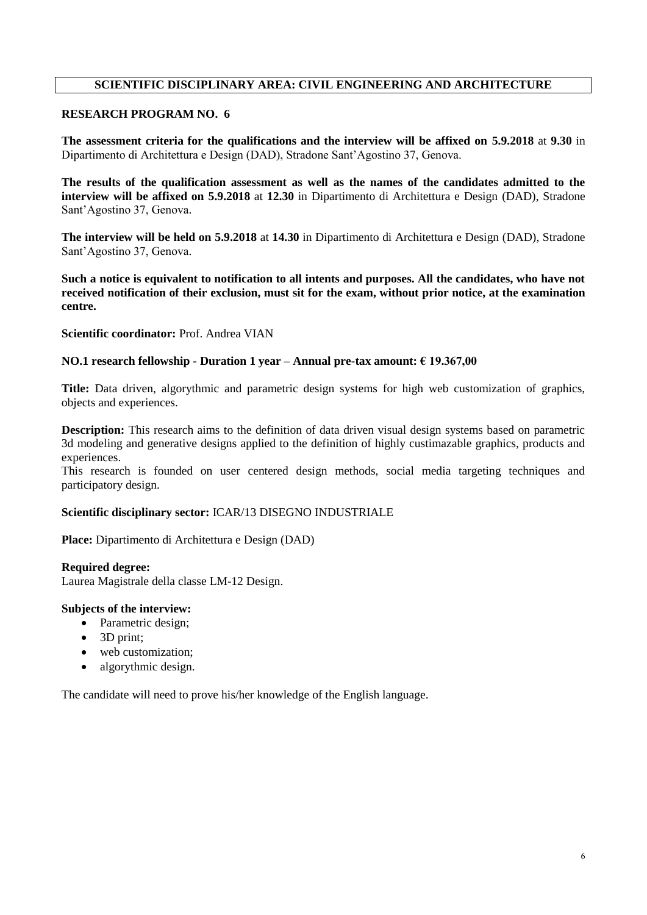## SCIENTIFIC DISCIPLINARY AREA: CIVIL ENGINEERING AND ARCHITECTURE

### RESEARCH PROGRAM NO. 6

**The assessment criteria for the qualifications and the interview will be affixed on 5.9.2018** at **9.30** in Dipartimento di Architettura e Design (DAD), Stradone Sant'Agostino 37, Genova.

**The results of the qualification assessment as well as the names of the candidates admitted to the interview will be affixed on 5.9.2018** at **12.30** in Dipartimento di Architettura e Design (DAD), Stradone Sant'Agostino 37, Genova.

**The interview will be held on 5.9.2018** at **14.30** in Dipartimento di Architettura e Design (DAD), Stradone Sant'Agostino 37, Genova.

**Such a notice is equivalent to notification to all intents and purposes. All the candidates, who have not received notification of their exclusion, must sit for the exam, without prior notice, at the examination centre.**

**Scientific coordinator:** Prof. Andrea VIAN

**NO.1 research fellowship - Duration 1 year – Annual pre-tax amount: € 19.367,00**

**Title:** Data driven, algorythmic and parametric design systems for high web customization of graphics, objects and experiences.

**Description:** This research aims to the definition of data driven visual design systems based on parametric 3d modeling and generative designs applied to the definition of highly custimazable graphics, products and experiences.
This research is founded on user centered design methods, social media targeting techniques and participatory design.

**Scientific disciplinary sector:** ICAR/13 DISEGNO INDUSTRIALE

**Place:** Dipartimento di Architettura e Design (DAD)

**Required degree:**
Laurea Magistrale della classe LM-12 Design.

**Subjects of the interview:**

- Parametric design;
- 3D print;
- web customization;
- algorythmic design.

The candidate will need to prove his/her knowledge of the English language.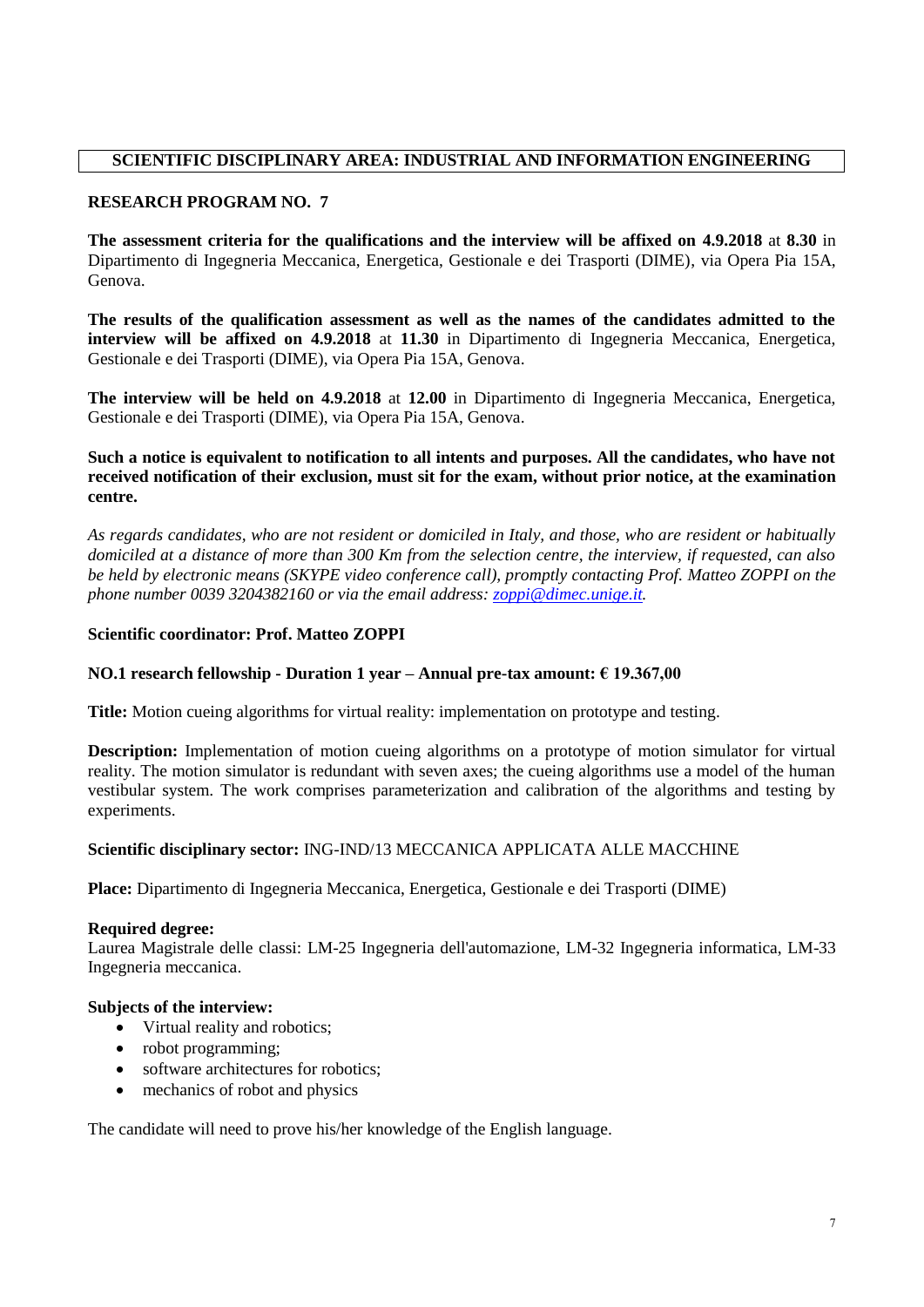## SCIENTIFIC DISCIPLINARY AREA: INDUSTRIAL AND INFORMATION ENGINEERING

### RESEARCH PROGRAM NO. 7

**The assessment criteria for the qualifications and the interview will be affixed on 4.9.2018** at **8.30** in Dipartimento di Ingegneria Meccanica, Energetica, Gestionale e dei Trasporti (DIME), via Opera Pia 15A, Genova.

**The results of the qualification assessment as well as the names of the candidates admitted to the interview will be affixed on 4.9.2018** at **11.30** in Dipartimento di Ingegneria Meccanica, Energetica, Gestionale e dei Trasporti (DIME), via Opera Pia 15A, Genova.

**The interview will be held on 4.9.2018** at **12.00** in Dipartimento di Ingegneria Meccanica, Energetica, Gestionale e dei Trasporti (DIME), via Opera Pia 15A, Genova.

**Such a notice is equivalent to notification to all intents and purposes. All the candidates, who have not received notification of their exclusion, must sit for the exam, without prior notice, at the examination centre.**

*As regards candidates, who are not resident or domiciled in Italy, and those, who are resident or habitually domiciled at a distance of more than 300 Km from the selection centre, the interview, if requested, can also be held by electronic means (SKYPE video conference call), promptly contacting Prof. Matteo ZOPPI on the phone number 0039 3204382160 or via the email address: zoppi@dimec.unige.it.*

**Scientific coordinator: Prof. Matteo ZOPPI**

**NO.1 research fellowship - Duration 1 year – Annual pre-tax amount: € 19.367,00**

**Title:** Motion cueing algorithms for virtual reality: implementation on prototype and testing.

**Description:** Implementation of motion cueing algorithms on a prototype of motion simulator for virtual reality. The motion simulator is redundant with seven axes; the cueing algorithms use a model of the human vestibular system. The work comprises parameterization and calibration of the algorithms and testing by experiments.

**Scientific disciplinary sector:** ING-IND/13 MECCANICA APPLICATA ALLE MACCHINE

**Place:** Dipartimento di Ingegneria Meccanica, Energetica, Gestionale e dei Trasporti (DIME)

**Required degree:**
Laurea Magistrale delle classi: LM-25 Ingegneria dell'automazione, LM-32 Ingegneria informatica, LM-33 Ingegneria meccanica.

**Subjects of the interview:**

- Virtual reality and robotics;
- robot programming;
- software architectures for robotics;
- mechanics of robot and physics

The candidate will need to prove his/her knowledge of the English language.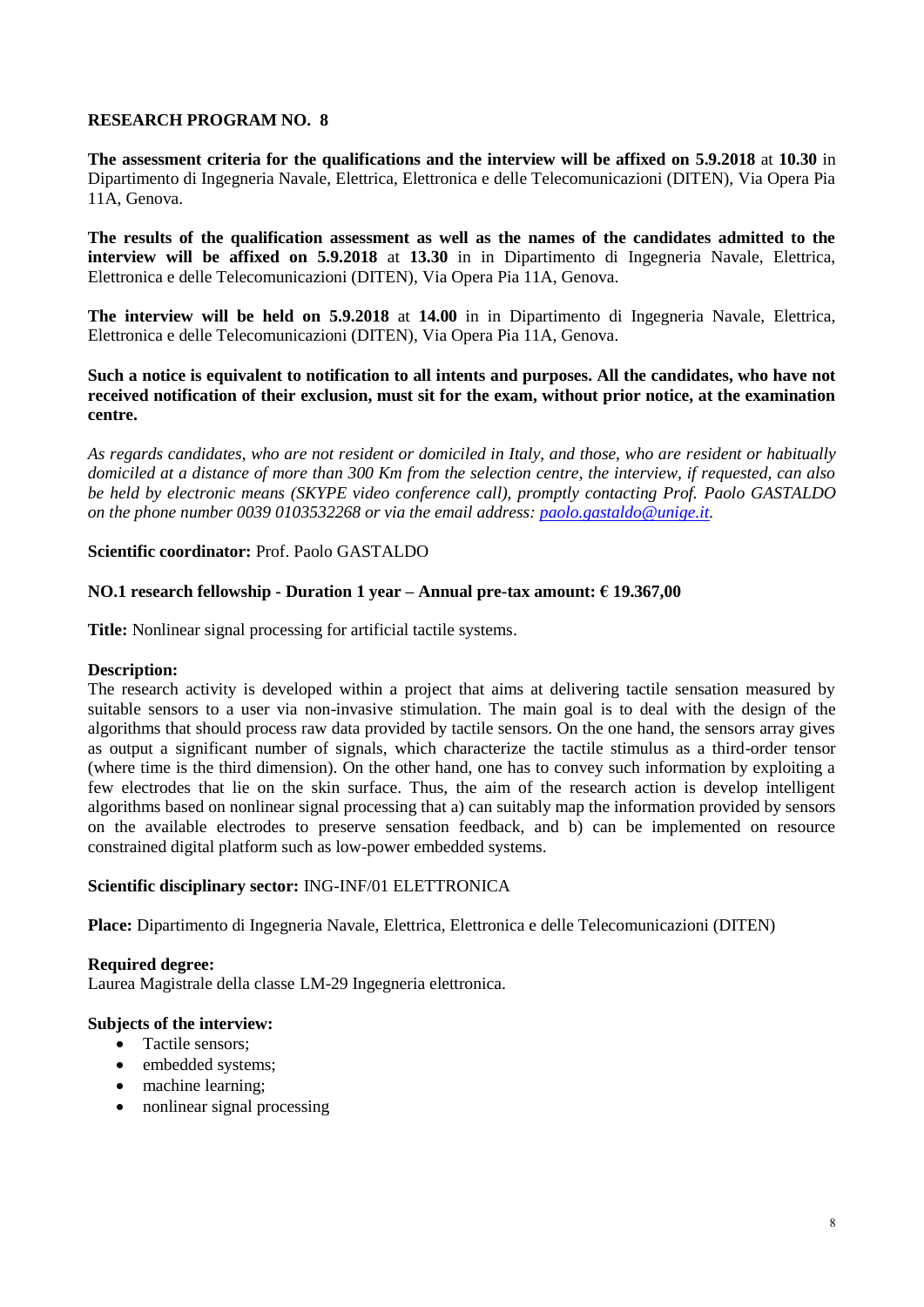**RESEARCH PROGRAM NO. 8**

**The assessment criteria for the qualifications and the interview will be affixed on 5.9.2018** at **10.30** in Dipartimento di Ingegneria Navale, Elettrica, Elettronica e delle Telecomunicazioni (DITEN), Via Opera Pia 11A, Genova.

**The results of the qualification assessment as well as the names of the candidates admitted to the interview will be affixed on 5.9.2018** at **13.30** in in Dipartimento di Ingegneria Navale, Elettrica, Elettronica e delle Telecomunicazioni (DITEN), Via Opera Pia 11A, Genova.

**The interview will be held on 5.9.2018** at **14.00** in in Dipartimento di Ingegneria Navale, Elettrica, Elettronica e delle Telecomunicazioni (DITEN), Via Opera Pia 11A, Genova.

**Such a notice is equivalent to notification to all intents and purposes. All the candidates, who have not received notification of their exclusion, must sit for the exam, without prior notice, at the examination centre.**

*As regards candidates, who are not resident or domiciled in Italy, and those, who are resident or habitually domiciled at a distance of more than 300 Km from the selection centre, the interview, if requested, can also be held by electronic means (SKYPE video conference call), promptly contacting Prof. Paolo GASTALDO on the phone number 0039 0103532268 or via the email address: paolo.gastaldo@unige.it.*

**Scientific coordinator:** Prof. Paolo GASTALDO

**NO.1 research fellowship - Duration 1 year – Annual pre-tax amount: € 19.367,00**

**Title:** Nonlinear signal processing for artificial tactile systems.

**Description:**
The research activity is developed within a project that aims at delivering tactile sensation measured by suitable sensors to a user via non-invasive stimulation. The main goal is to deal with the design of the algorithms that should process raw data provided by tactile sensors. On the one hand, the sensors array gives as output a significant number of signals, which characterize the tactile stimulus as a third-order tensor (where time is the third dimension). On the other hand, one has to convey such information by exploiting a few electrodes that lie on the skin surface. Thus, the aim of the research action is develop intelligent algorithms based on nonlinear signal processing that a) can suitably map the information provided by sensors on the available electrodes to preserve sensation feedback, and b) can be implemented on resource constrained digital platform such as low-power embedded systems.

**Scientific disciplinary sector:** ING-INF/01 ELETTRONICA

**Place:** Dipartimento di Ingegneria Navale, Elettrica, Elettronica e delle Telecomunicazioni (DITEN)

**Required degree:**
Laurea Magistrale della classe LM-29 Ingegneria elettronica.

**Subjects of the interview:**

- Tactile sensors;
- embedded systems;
- machine learning;
- nonlinear signal processing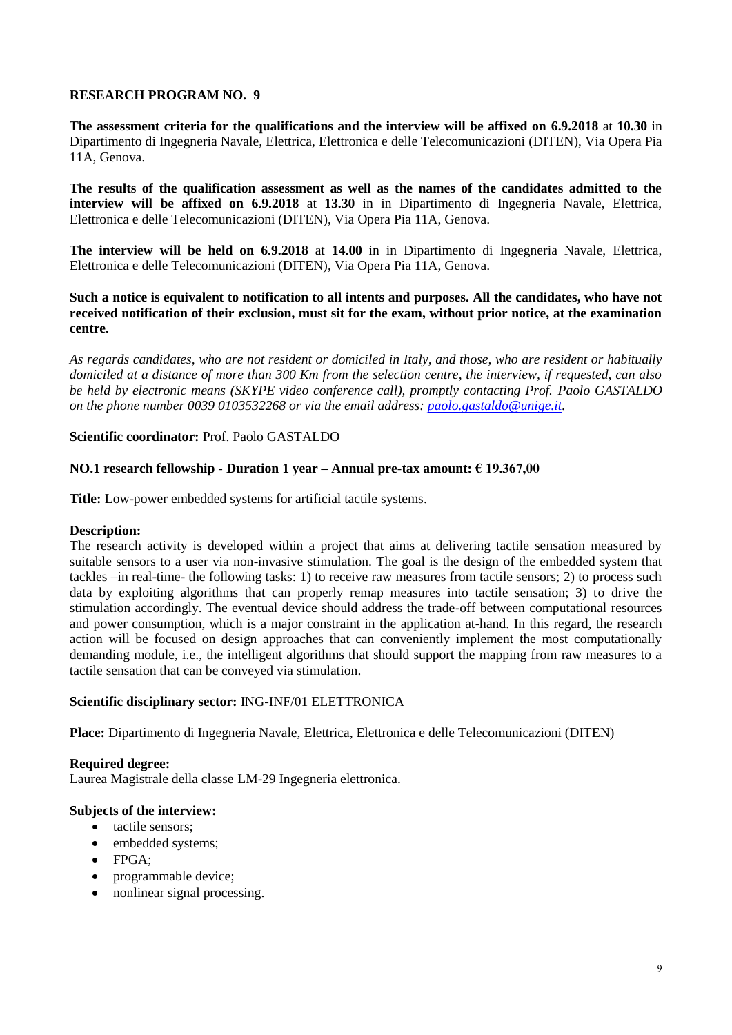**RESEARCH PROGRAM NO. 9**

**The assessment criteria for the qualifications and the interview will be affixed on 6.9.2018** at **10.30** in Dipartimento di Ingegneria Navale, Elettrica, Elettronica e delle Telecomunicazioni (DITEN), Via Opera Pia 11A, Genova.

**The results of the qualification assessment as well as the names of the candidates admitted to the interview will be affixed on 6.9.2018** at **13.30** in in Dipartimento di Ingegneria Navale, Elettrica, Elettronica e delle Telecomunicazioni (DITEN), Via Opera Pia 11A, Genova.

**The interview will be held on 6.9.2018** at **14.00** in in Dipartimento di Ingegneria Navale, Elettrica, Elettronica e delle Telecomunicazioni (DITEN), Via Opera Pia 11A, Genova.

**Such a notice is equivalent to notification to all intents and purposes. All the candidates, who have not received notification of their exclusion, must sit for the exam, without prior notice, at the examination centre.**

*As regards candidates, who are not resident or domiciled in Italy, and those, who are resident or habitually domiciled at a distance of more than 300 Km from the selection centre, the interview, if requested, can also be held by electronic means (SKYPE video conference call), promptly contacting Prof. Paolo GASTALDO on the phone number 0039 0103532268 or via the email address: paolo.gastaldo@unige.it.*

**Scientific coordinator:** Prof. Paolo GASTALDO

**NO.1 research fellowship - Duration 1 year – Annual pre-tax amount: € 19.367,00**

**Title:** Low-power embedded systems for artificial tactile systems.

**Description:**
The research activity is developed within a project that aims at delivering tactile sensation measured by suitable sensors to a user via non-invasive stimulation. The goal is the design of the embedded system that tackles –in real-time- the following tasks: 1) to receive raw measures from tactile sensors; 2) to process such data by exploiting algorithms that can properly remap measures into tactile sensation; 3) to drive the stimulation accordingly. The eventual device should address the trade-off between computational resources and power consumption, which is a major constraint in the application at-hand. In this regard, the research action will be focused on design approaches that can conveniently implement the most computationally demanding module, i.e., the intelligent algorithms that should support the mapping from raw measures to a tactile sensation that can be conveyed via stimulation.

**Scientific disciplinary sector:** ING-INF/01 ELETTRONICA

**Place:** Dipartimento di Ingegneria Navale, Elettrica, Elettronica e delle Telecomunicazioni (DITEN)

**Required degree:**
Laurea Magistrale della classe LM-29 Ingegneria elettronica.

**Subjects of the interview:**

- tactile sensors;
- embedded systems;
- FPGA;
- programmable device;
- nonlinear signal processing.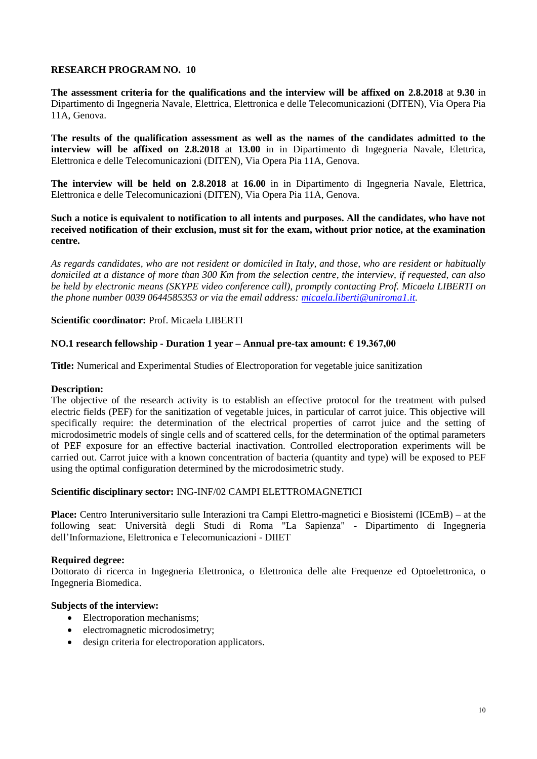## RESEARCH PROGRAM NO. 10

**The assessment criteria for the qualifications and the interview will be affixed on 2.8.2018** at **9.30** in Dipartimento di Ingegneria Navale, Elettrica, Elettronica e delle Telecomunicazioni (DITEN), Via Opera Pia 11A, Genova.

**The results of the qualification assessment as well as the names of the candidates admitted to the interview will be affixed on 2.8.2018** at **13.00** in in Dipartimento di Ingegneria Navale, Elettrica, Elettronica e delle Telecomunicazioni (DITEN), Via Opera Pia 11A, Genova.

**The interview will be held on 2.8.2018** at **16.00** in in Dipartimento di Ingegneria Navale, Elettrica, Elettronica e delle Telecomunicazioni (DITEN), Via Opera Pia 11A, Genova.

**Such a notice is equivalent to notification to all intents and purposes. All the candidates, who have not received notification of their exclusion, must sit for the exam, without prior notice, at the examination centre.**

*As regards candidates, who are not resident or domiciled in Italy, and those, who are resident or habitually domiciled at a distance of more than 300 Km from the selection centre, the interview, if requested, can also be held by electronic means (SKYPE video conference call), promptly contacting Prof. Micaela LIBERTI on the phone number 0039 0644585353 or via the email address: micaela.liberti@uniroma1.it.*

**Scientific coordinator:** Prof. Micaela LIBERTI

**NO.1 research fellowship - Duration 1 year – Annual pre-tax amount: € 19.367,00**

**Title:** Numerical and Experimental Studies of Electroporation for vegetable juice sanitization

**Description:**
The objective of the research activity is to establish an effective protocol for the treatment with pulsed electric fields (PEF) for the sanitization of vegetable juices, in particular of carrot juice. This objective will specifically require: the determination of the electrical properties of carrot juice and the setting of microdosimetric models of single cells and of scattered cells, for the determination of the optimal parameters of PEF exposure for an effective bacterial inactivation. Controlled electroporation experiments will be carried out. Carrot juice with a known concentration of bacteria (quantity and type) will be exposed to PEF using the optimal configuration determined by the microdosimetric study.

**Scientific disciplinary sector:** ING-INF/02 CAMPI ELETTROMAGNETICI

**Place:** Centro Interuniversitario sulle Interazioni tra Campi Elettro-magnetici e Biosistemi (ICEmB) – at the following seat: Università degli Studi di Roma "La Sapienza" - Dipartimento di Ingegneria dell'Informazione, Elettronica e Telecomunicazioni - DIIET

**Required degree:**
Dottorato di ricerca in Ingegneria Elettronica, o Elettronica delle alte Frequenze ed Optoelettronica, o Ingegneria Biomedica.

**Subjects of the interview:**

- Electroporation mechanisms;
- electromagnetic microdosimetry;
- design criteria for electroporation applicators.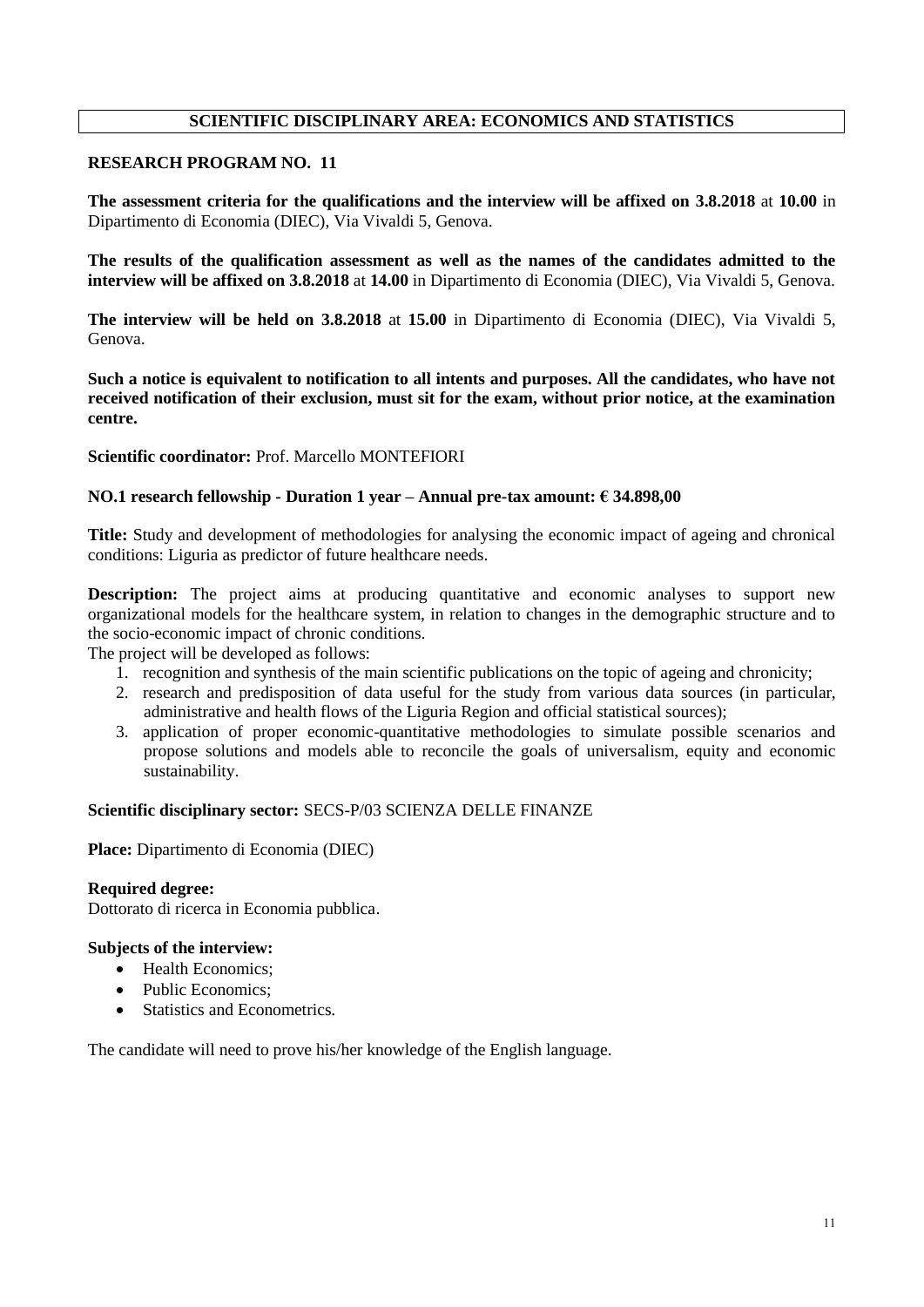## SCIENTIFIC DISCIPLINARY AREA: ECONOMICS AND STATISTICS

### RESEARCH PROGRAM NO. 11

**The assessment criteria for the qualifications and the interview will be affixed on 3.8.2018** at **10.00** in Dipartimento di Economia (DIEC), Via Vivaldi 5, Genova.

**The results of the qualification assessment as well as the names of the candidates admitted to the interview will be affixed on 3.8.2018** at **14.00** in Dipartimento di Economia (DIEC), Via Vivaldi 5, Genova.

**The interview will be held on 3.8.2018** at **15.00** in Dipartimento di Economia (DIEC), Via Vivaldi 5, Genova.

**Such a notice is equivalent to notification to all intents and purposes. All the candidates, who have not received notification of their exclusion, must sit for the exam, without prior notice, at the examination centre.**

**Scientific coordinator:** Prof. Marcello MONTEFIORI

**NO.1 research fellowship - Duration 1 year – Annual pre-tax amount: € 34.898,00**

**Title:** Study and development of methodologies for analysing the economic impact of ageing and chronical conditions: Liguria as predictor of future healthcare needs.

**Description:** The project aims at producing quantitative and economic analyses to support new organizational models for the healthcare system, in relation to changes in the demographic structure and to the socio-economic impact of chronic conditions.

The project will be developed as follows:

1. recognition and synthesis of the main scientific publications on the topic of ageing and chronicity;
2. research and predisposition of data useful for the study from various data sources (in particular, administrative and health flows of the Liguria Region and official statistical sources);
3. application of proper economic-quantitative methodologies to simulate possible scenarios and propose solutions and models able to reconcile the goals of universalism, equity and economic sustainability.

**Scientific disciplinary sector:** SECS-P/03 SCIENZA DELLE FINANZE

**Place:** Dipartimento di Economia (DIEC)

**Required degree:**
Dottorato di ricerca in Economia pubblica.

**Subjects of the interview:**

- Health Economics;
- Public Economics;
- Statistics and Econometrics.

The candidate will need to prove his/her knowledge of the English language.